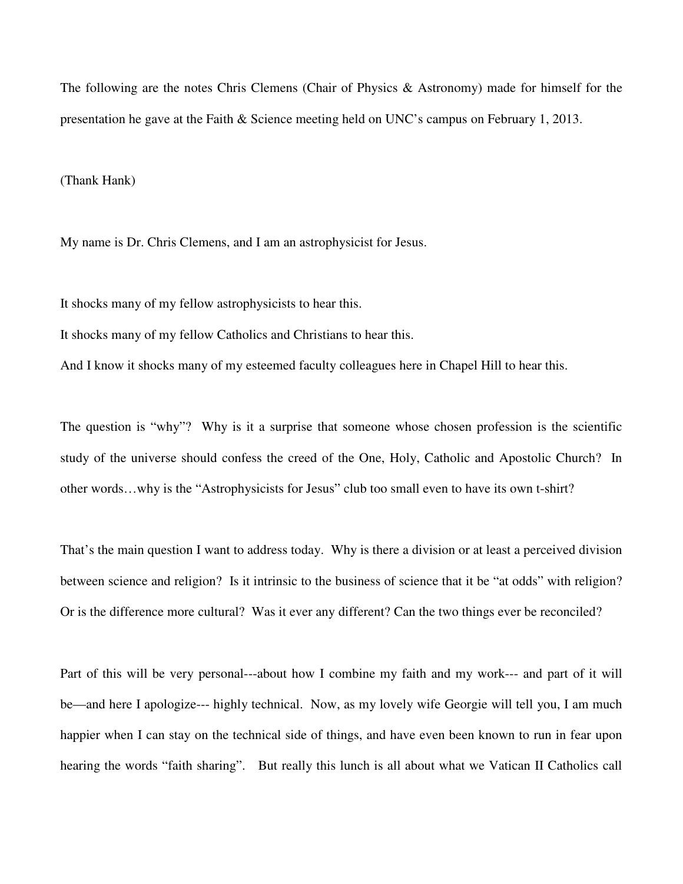The following are the notes Chris Clemens (Chair of Physics & Astronomy) made for himself for the presentation he gave at the Faith & Science meeting held on UNC's campus on February 1, 2013.

(Thank Hank)

My name is Dr. Chris Clemens, and I am an astrophysicist for Jesus.

It shocks many of my fellow astrophysicists to hear this.
It shocks many of my fellow Catholics and Christians to hear this.
And I know it shocks many of my esteemed faculty colleagues here in Chapel Hill to hear this.

The question is "why"? Why is it a surprise that someone whose chosen profession is the scientific study of the universe should confess the creed of the One, Holy, Catholic and Apostolic Church? In other words…why is the "Astrophysicists for Jesus" club too small even to have its own t-shirt?

That's the main question I want to address today. Why is there a division or at least a perceived division between science and religion? Is it intrinsic to the business of science that it be "at odds" with religion? Or is the difference more cultural? Was it ever any different? Can the two things ever be reconciled?

Part of this will be very personal---about how I combine my faith and my work--- and part of it will be—and here I apologize--- highly technical. Now, as my lovely wife Georgie will tell you, I am much happier when I can stay on the technical side of things, and have even been known to run in fear upon hearing the words "faith sharing". But really this lunch is all about what we Vatican II Catholics call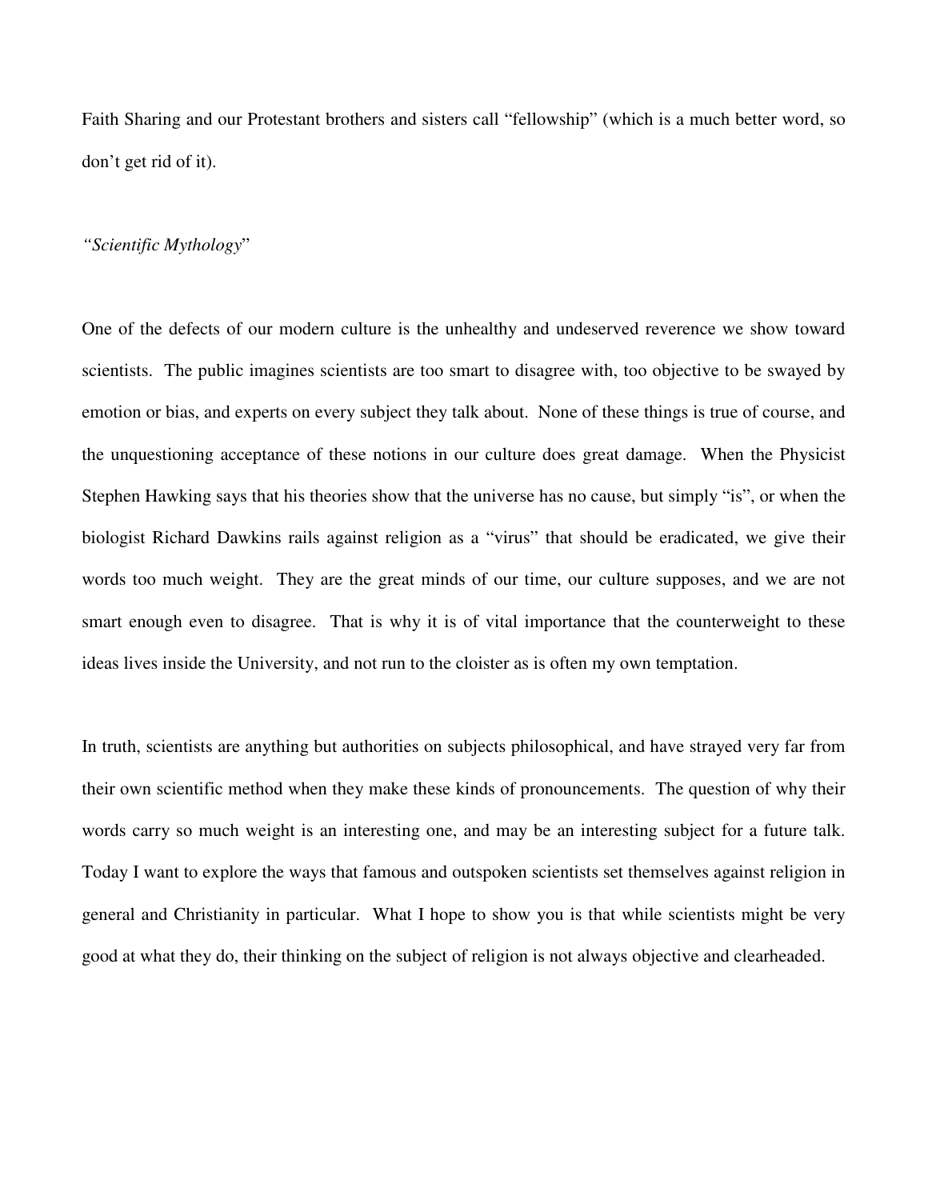Faith Sharing and our Protestant brothers and sisters call "fellowship" (which is a much better word, so don't get rid of it).

*"Scientific Mythology*"

One of the defects of our modern culture is the unhealthy and undeserved reverence we show toward scientists. The public imagines scientists are too smart to disagree with, too objective to be swayed by emotion or bias, and experts on every subject they talk about. None of these things is true of course, and the unquestioning acceptance of these notions in our culture does great damage. When the Physicist Stephen Hawking says that his theories show that the universe has no cause, but simply "is", or when the biologist Richard Dawkins rails against religion as a "virus" that should be eradicated, we give their words too much weight. They are the great minds of our time, our culture supposes, and we are not smart enough even to disagree. That is why it is of vital importance that the counterweight to these ideas lives inside the University, and not run to the cloister as is often my own temptation.

In truth, scientists are anything but authorities on subjects philosophical, and have strayed very far from their own scientific method when they make these kinds of pronouncements. The question of why their words carry so much weight is an interesting one, and may be an interesting subject for a future talk. Today I want to explore the ways that famous and outspoken scientists set themselves against religion in general and Christianity in particular. What I hope to show you is that while scientists might be very good at what they do, their thinking on the subject of religion is not always objective and clearheaded.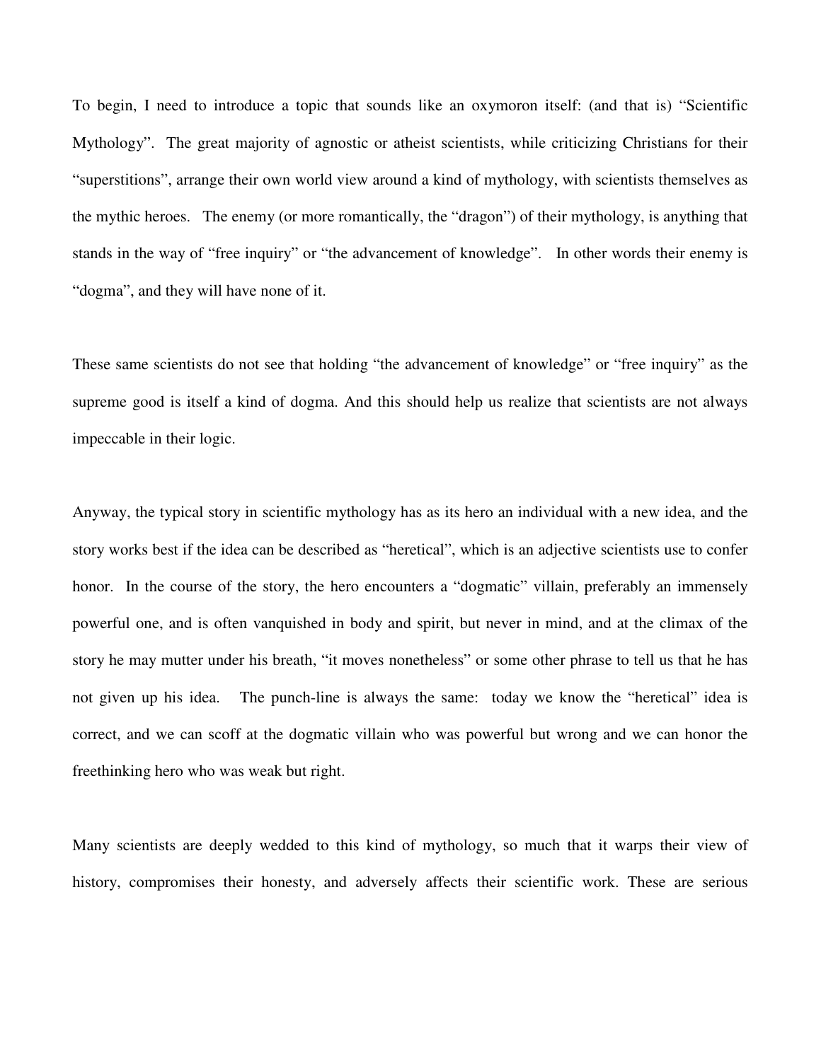To begin, I need to introduce a topic that sounds like an oxymoron itself: (and that is) “Scientific Mythology”. The great majority of agnostic or atheist scientists, while criticizing Christians for their “superstitions”, arrange their own world view around a kind of mythology, with scientists themselves as the mythic heroes. The enemy (or more romantically, the “dragon”) of their mythology, is anything that stands in the way of “free inquiry” or “the advancement of knowledge”. In other words their enemy is “dogma”, and they will have none of it.

These same scientists do not see that holding “the advancement of knowledge” or “free inquiry” as the supreme good is itself a kind of dogma. And this should help us realize that scientists are not always impeccable in their logic.

Anyway, the typical story in scientific mythology has as its hero an individual with a new idea, and the story works best if the idea can be described as “heretical”, which is an adjective scientists use to confer honor. In the course of the story, the hero encounters a “dogmatic” villain, preferably an immensely powerful one, and is often vanquished in body and spirit, but never in mind, and at the climax of the story he may mutter under his breath, “it moves nonetheless” or some other phrase to tell us that he has not given up his idea. The punch-line is always the same: today we know the “heretical” idea is correct, and we can scoff at the dogmatic villain who was powerful but wrong and we can honor the freethinking hero who was weak but right.

Many scientists are deeply wedded to this kind of mythology, so much that it warps their view of history, compromises their honesty, and adversely affects their scientific work. These are serious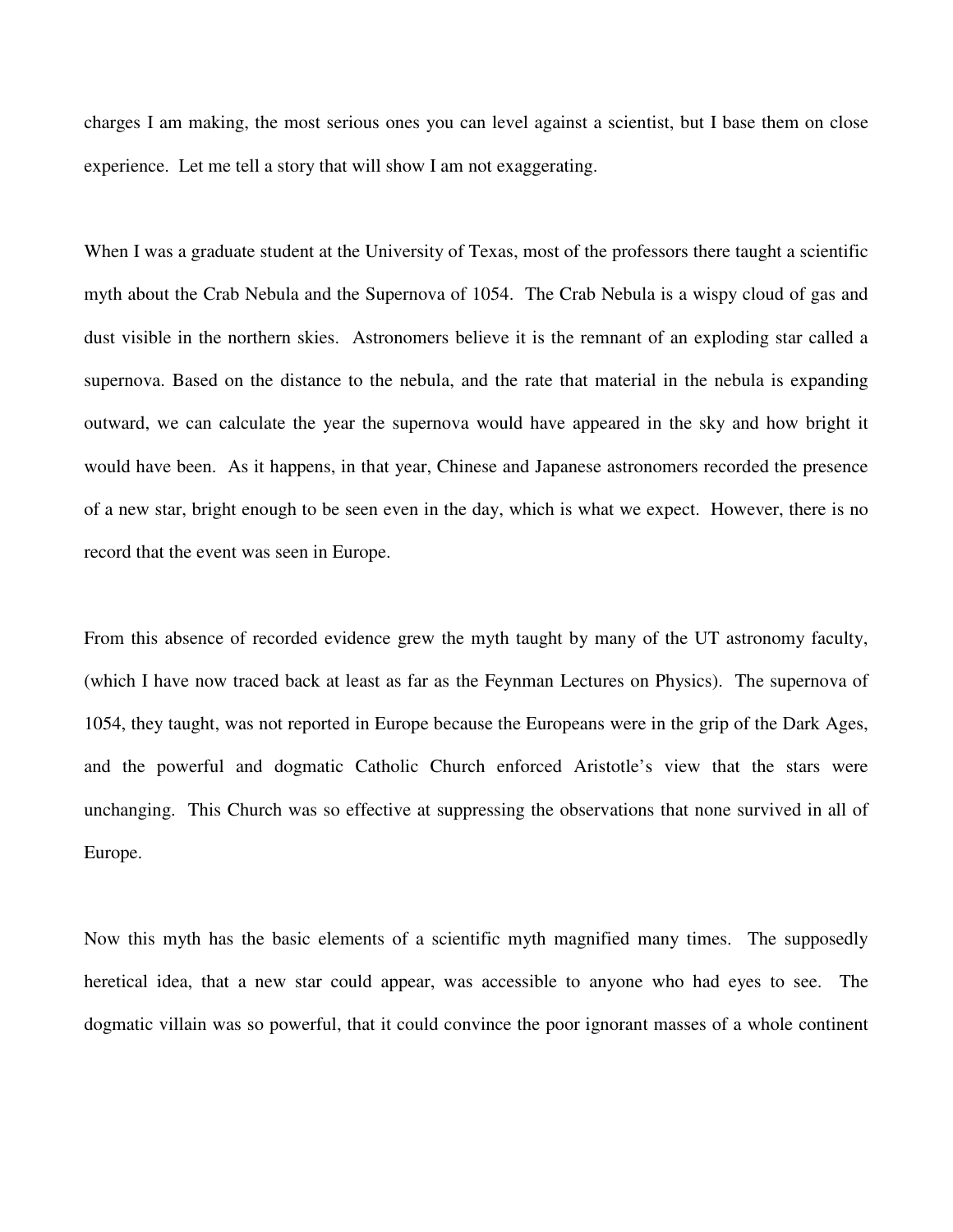charges I am making, the most serious ones you can level against a scientist, but I base them on close experience. Let me tell a story that will show I am not exaggerating.

When I was a graduate student at the University of Texas, most of the professors there taught a scientific myth about the Crab Nebula and the Supernova of 1054. The Crab Nebula is a wispy cloud of gas and dust visible in the northern skies. Astronomers believe it is the remnant of an exploding star called a supernova. Based on the distance to the nebula, and the rate that material in the nebula is expanding outward, we can calculate the year the supernova would have appeared in the sky and how bright it would have been. As it happens, in that year, Chinese and Japanese astronomers recorded the presence of a new star, bright enough to be seen even in the day, which is what we expect. However, there is no record that the event was seen in Europe.

From this absence of recorded evidence grew the myth taught by many of the UT astronomy faculty, (which I have now traced back at least as far as the Feynman Lectures on Physics). The supernova of 1054, they taught, was not reported in Europe because the Europeans were in the grip of the Dark Ages, and the powerful and dogmatic Catholic Church enforced Aristotle's view that the stars were unchanging. This Church was so effective at suppressing the observations that none survived in all of Europe.

Now this myth has the basic elements of a scientific myth magnified many times. The supposedly heretical idea, that a new star could appear, was accessible to anyone who had eyes to see. The dogmatic villain was so powerful, that it could convince the poor ignorant masses of a whole continent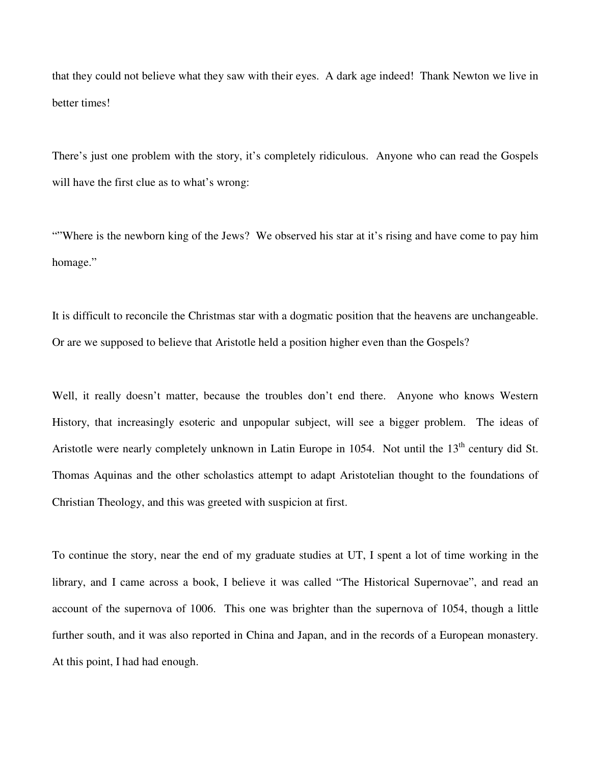that they could not believe what they saw with their eyes. A dark age indeed! Thank Newton we live in better times!

There's just one problem with the story, it's completely ridiculous. Anyone who can read the Gospels will have the first clue as to what's wrong:

""Where is the newborn king of the Jews? We observed his star at it's rising and have come to pay him homage."

It is difficult to reconcile the Christmas star with a dogmatic position that the heavens are unchangeable. Or are we supposed to believe that Aristotle held a position higher even than the Gospels?

Well, it really doesn't matter, because the troubles don't end there. Anyone who knows Western History, that increasingly esoteric and unpopular subject, will see a bigger problem. The ideas of Aristotle were nearly completely unknown in Latin Europe in 1054. Not until the 13th century did St. Thomas Aquinas and the other scholastics attempt to adapt Aristotelian thought to the foundations of Christian Theology, and this was greeted with suspicion at first.

To continue the story, near the end of my graduate studies at UT, I spent a lot of time working in the library, and I came across a book, I believe it was called "The Historical Supernovae", and read an account of the supernova of 1006. This one was brighter than the supernova of 1054, though a little further south, and it was also reported in China and Japan, and in the records of a European monastery. At this point, I had had enough.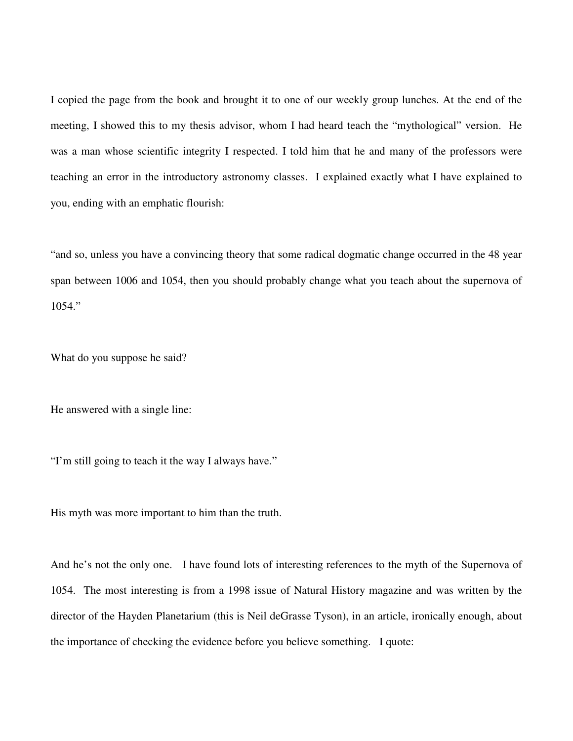I copied the page from the book and brought it to one of our weekly group lunches. At the end of the meeting, I showed this to my thesis advisor, whom I had heard teach the "mythological" version. He was a man whose scientific integrity I respected. I told him that he and many of the professors were teaching an error in the introductory astronomy classes. I explained exactly what I have explained to you, ending with an emphatic flourish:

"and so, unless you have a convincing theory that some radical dogmatic change occurred in the 48 year span between 1006 and 1054, then you should probably change what you teach about the supernova of 1054."

What do you suppose he said?

He answered with a single line:

"I'm still going to teach it the way I always have."

His myth was more important to him than the truth.

And he's not the only one. I have found lots of interesting references to the myth of the Supernova of 1054. The most interesting is from a 1998 issue of Natural History magazine and was written by the director of the Hayden Planetarium (this is Neil deGrasse Tyson), in an article, ironically enough, about the importance of checking the evidence before you believe something. I quote: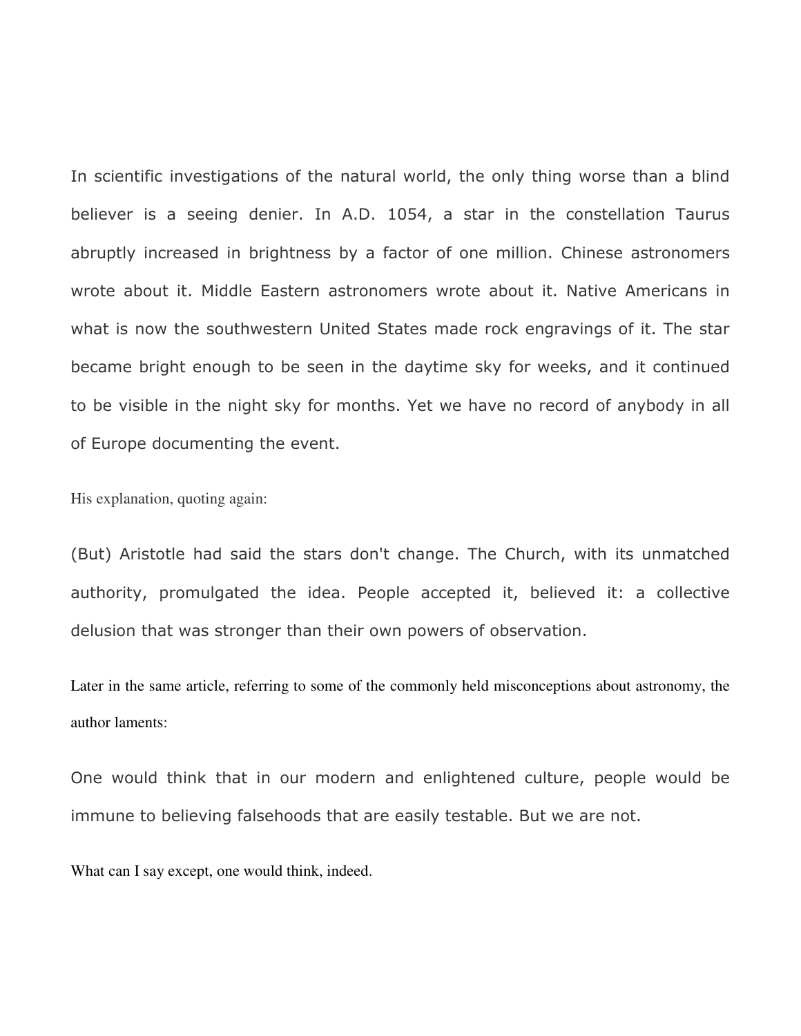In scientific investigations of the natural world, the only thing worse than a blind believer is a seeing denier. In A.D. 1054, a star in the constellation Taurus abruptly increased in brightness by a factor of one million. Chinese astronomers wrote about it. Middle Eastern astronomers wrote about it. Native Americans in what is now the southwestern United States made rock engravings of it. The star became bright enough to be seen in the daytime sky for weeks, and it continued to be visible in the night sky for months. Yet we have no record of anybody in all of Europe documenting the event.

His explanation, quoting again:

(But) Aristotle had said the stars don't change. The Church, with its unmatched authority, promulgated the idea. People accepted it, believed it: a collective delusion that was stronger than their own powers of observation.

Later in the same article, referring to some of the commonly held misconceptions about astronomy, the author laments:

One would think that in our modern and enlightened culture, people would be immune to believing falsehoods that are easily testable. But we are not.

What can I say except, one would think, indeed.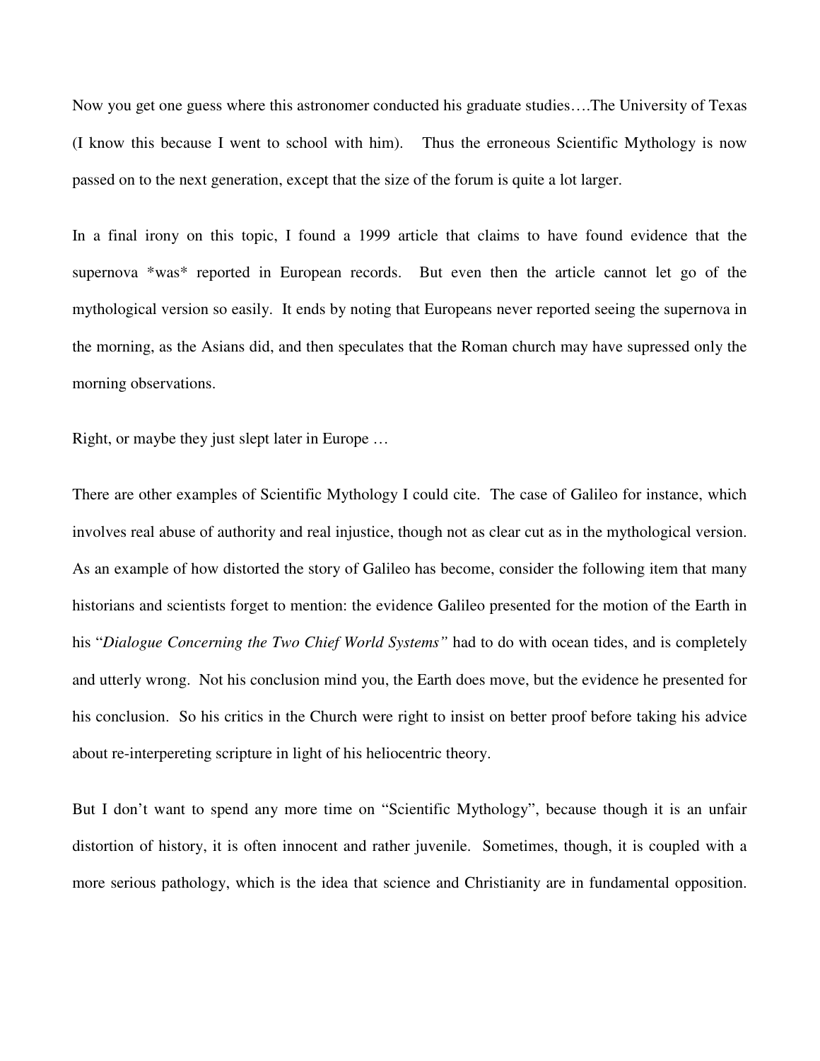Now you get one guess where this astronomer conducted his graduate studies….The University of Texas (I know this because I went to school with him). Thus the erroneous Scientific Mythology is now passed on to the next generation, except that the size of the forum is quite a lot larger.

In a final irony on this topic, I found a 1999 article that claims to have found evidence that the supernova *was* reported in European records. But even then the article cannot let go of the mythological version so easily. It ends by noting that Europeans never reported seeing the supernova in the morning, as the Asians did, and then speculates that the Roman church may have supressed only the morning observations.

Right, or maybe they just slept later in Europe …

There are other examples of Scientific Mythology I could cite. The case of Galileo for instance, which involves real abuse of authority and real injustice, though not as clear cut as in the mythological version. As an example of how distorted the story of Galileo has become, consider the following item that many historians and scientists forget to mention: the evidence Galileo presented for the motion of the Earth in his "*Dialogue Concerning the Two Chief World Systems"* had to do with ocean tides, and is completely and utterly wrong. Not his conclusion mind you, the Earth does move, but the evidence he presented for his conclusion. So his critics in the Church were right to insist on better proof before taking his advice about re-interpereting scripture in light of his heliocentric theory.

But I don't want to spend any more time on "Scientific Mythology", because though it is an unfair distortion of history, it is often innocent and rather juvenile. Sometimes, though, it is coupled with a more serious pathology, which is the idea that science and Christianity are in fundamental opposition.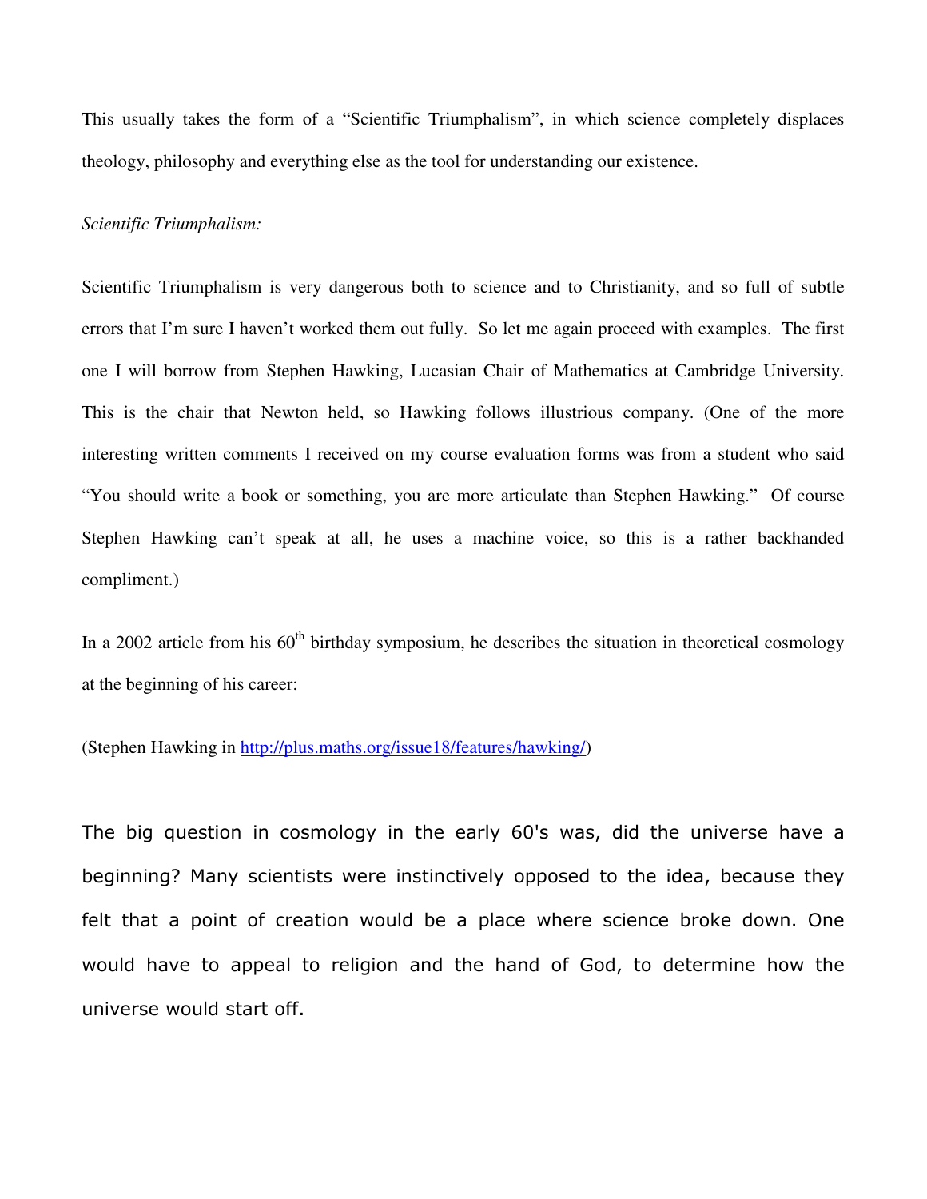This usually takes the form of a "Scientific Triumphalism", in which science completely displaces theology, philosophy and everything else as the tool for understanding our existence.

*Scientific Triumphalism:*

Scientific Triumphalism is very dangerous both to science and to Christianity, and so full of subtle errors that I'm sure I haven't worked them out fully. So let me again proceed with examples. The first one I will borrow from Stephen Hawking, Lucasian Chair of Mathematics at Cambridge University. This is the chair that Newton held, so Hawking follows illustrious company. (One of the more interesting written comments I received on my course evaluation forms was from a student who said "You should write a book or something, you are more articulate than Stephen Hawking." Of course Stephen Hawking can't speak at all, he uses a machine voice, so this is a rather backhanded compliment.)

In a 2002 article from his 60th birthday symposium, he describes the situation in theoretical cosmology at the beginning of his career:

(Stephen Hawking in [http://plus.maths.org/issue18/features/hawking/](http://plus.maths.org/issue18/features/hawking/))

The big question in cosmology in the early 60's was, did the universe have a beginning? Many scientists were instinctively opposed to the idea, because they felt that a point of creation would be a place where science broke down. One would have to appeal to religion and the hand of God, to determine how the universe would start off.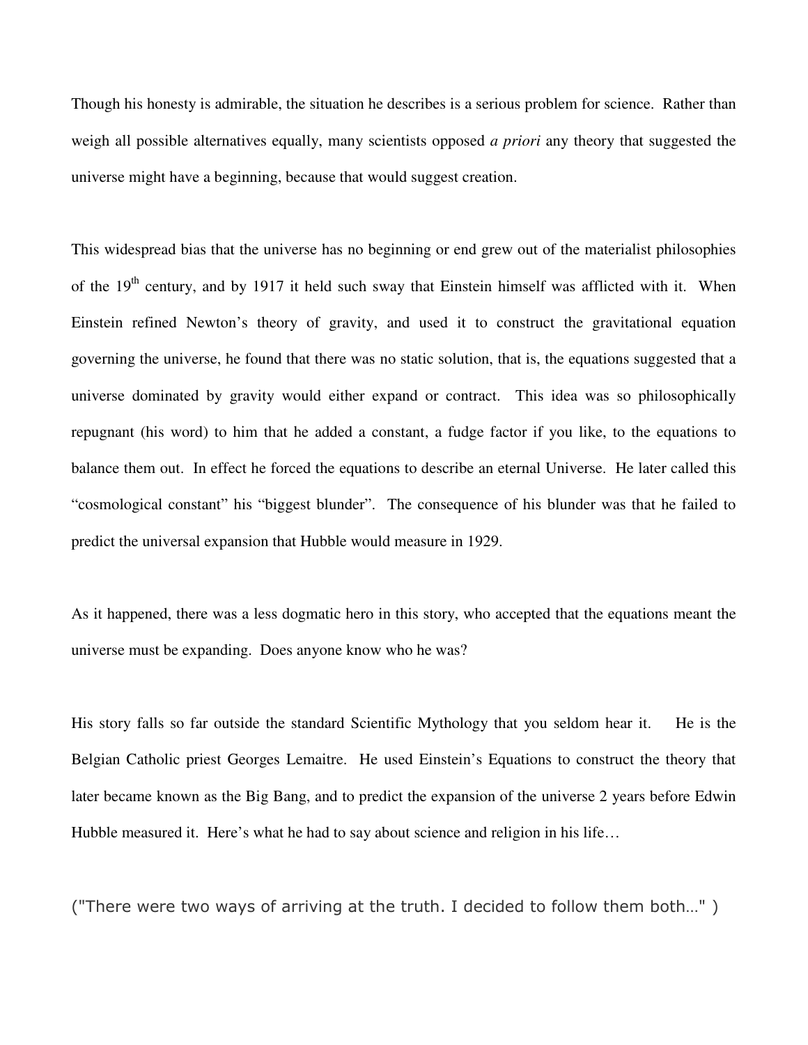Though his honesty is admirable, the situation he describes is a serious problem for science. Rather than weigh all possible alternatives equally, many scientists opposed *a priori* any theory that suggested the universe might have a beginning, because that would suggest creation.

This widespread bias that the universe has no beginning or end grew out of the materialist philosophies of the 19th century, and by 1917 it held such sway that Einstein himself was afflicted with it. When Einstein refined Newton's theory of gravity, and used it to construct the gravitational equation governing the universe, he found that there was no static solution, that is, the equations suggested that a universe dominated by gravity would either expand or contract. This idea was so philosophically repugnant (his word) to him that he added a constant, a fudge factor if you like, to the equations to balance them out. In effect he forced the equations to describe an eternal Universe. He later called this "cosmological constant" his "biggest blunder". The consequence of his blunder was that he failed to predict the universal expansion that Hubble would measure in 1929.

As it happened, there was a less dogmatic hero in this story, who accepted that the equations meant the universe must be expanding. Does anyone know who he was?

His story falls so far outside the standard Scientific Mythology that you seldom hear it. He is the Belgian Catholic priest Georges Lemaitre. He used Einstein's Equations to construct the theory that later became known as the Big Bang, and to predict the expansion of the universe 2 years before Edwin Hubble measured it. Here's what he had to say about science and religion in his life…

("There were two ways of arriving at the truth. I decided to follow them both…" )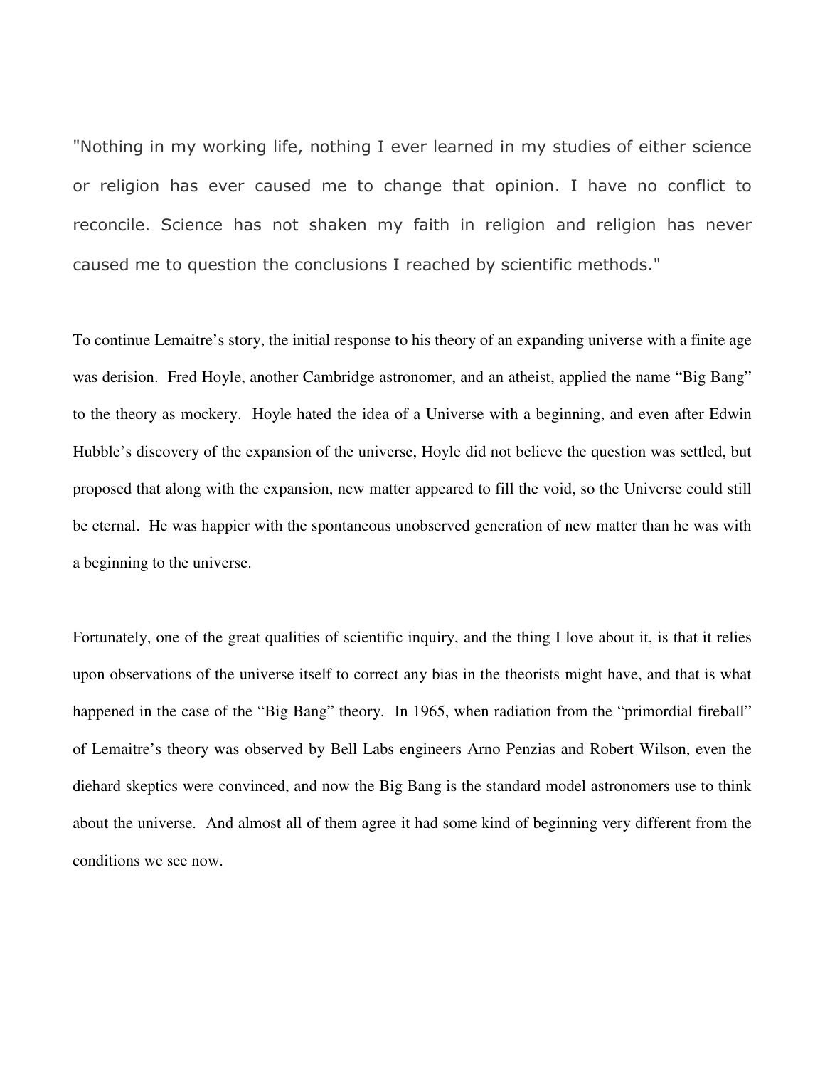"Nothing in my working life, nothing I ever learned in my studies of either science or religion has ever caused me to change that opinion. I have no conflict to reconcile. Science has not shaken my faith in religion and religion has never caused me to question the conclusions I reached by scientific methods."

To continue Lemaitre's story, the initial response to his theory of an expanding universe with a finite age was derision. Fred Hoyle, another Cambridge astronomer, and an atheist, applied the name "Big Bang" to the theory as mockery. Hoyle hated the idea of a Universe with a beginning, and even after Edwin Hubble's discovery of the expansion of the universe, Hoyle did not believe the question was settled, but proposed that along with the expansion, new matter appeared to fill the void, so the Universe could still be eternal. He was happier with the spontaneous unobserved generation of new matter than he was with a beginning to the universe.

Fortunately, one of the great qualities of scientific inquiry, and the thing I love about it, is that it relies upon observations of the universe itself to correct any bias in the theorists might have, and that is what happened in the case of the "Big Bang" theory. In 1965, when radiation from the "primordial fireball" of Lemaitre's theory was observed by Bell Labs engineers Arno Penzias and Robert Wilson, even the diehard skeptics were convinced, and now the Big Bang is the standard model astronomers use to think about the universe. And almost all of them agree it had some kind of beginning very different from the conditions we see now.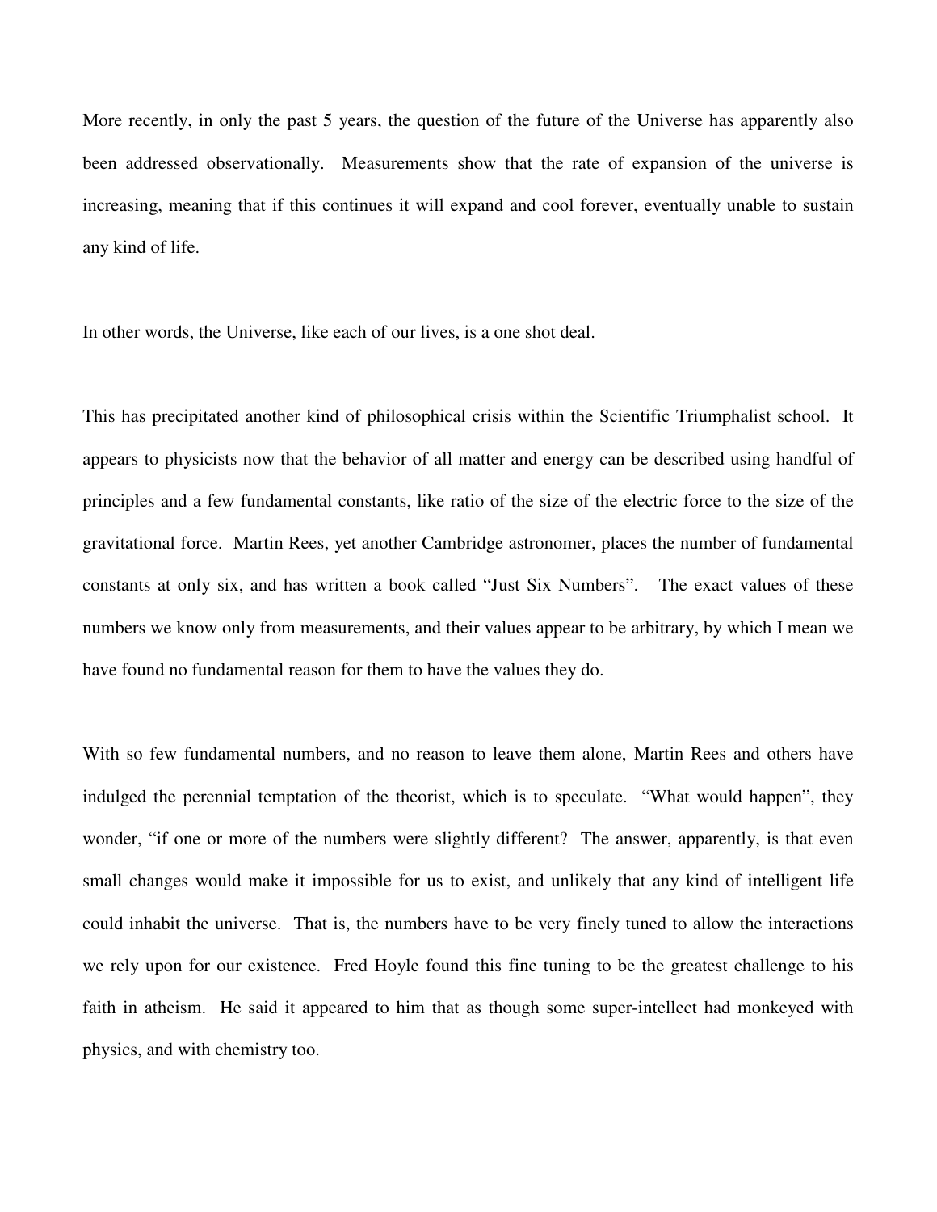More recently, in only the past 5 years, the question of the future of the Universe has apparently also been addressed observationally. Measurements show that the rate of expansion of the universe is increasing, meaning that if this continues it will expand and cool forever, eventually unable to sustain any kind of life.

In other words, the Universe, like each of our lives, is a one shot deal.

This has precipitated another kind of philosophical crisis within the Scientific Triumphalist school. It appears to physicists now that the behavior of all matter and energy can be described using handful of principles and a few fundamental constants, like ratio of the size of the electric force to the size of the gravitational force. Martin Rees, yet another Cambridge astronomer, places the number of fundamental constants at only six, and has written a book called "Just Six Numbers". The exact values of these numbers we know only from measurements, and their values appear to be arbitrary, by which I mean we have found no fundamental reason for them to have the values they do.

With so few fundamental numbers, and no reason to leave them alone, Martin Rees and others have indulged the perennial temptation of the theorist, which is to speculate. "What would happen", they wonder, "if one or more of the numbers were slightly different? The answer, apparently, is that even small changes would make it impossible for us to exist, and unlikely that any kind of intelligent life could inhabit the universe. That is, the numbers have to be very finely tuned to allow the interactions we rely upon for our existence. Fred Hoyle found this fine tuning to be the greatest challenge to his faith in atheism. He said it appeared to him that as though some super-intellect had monkeyed with physics, and with chemistry too.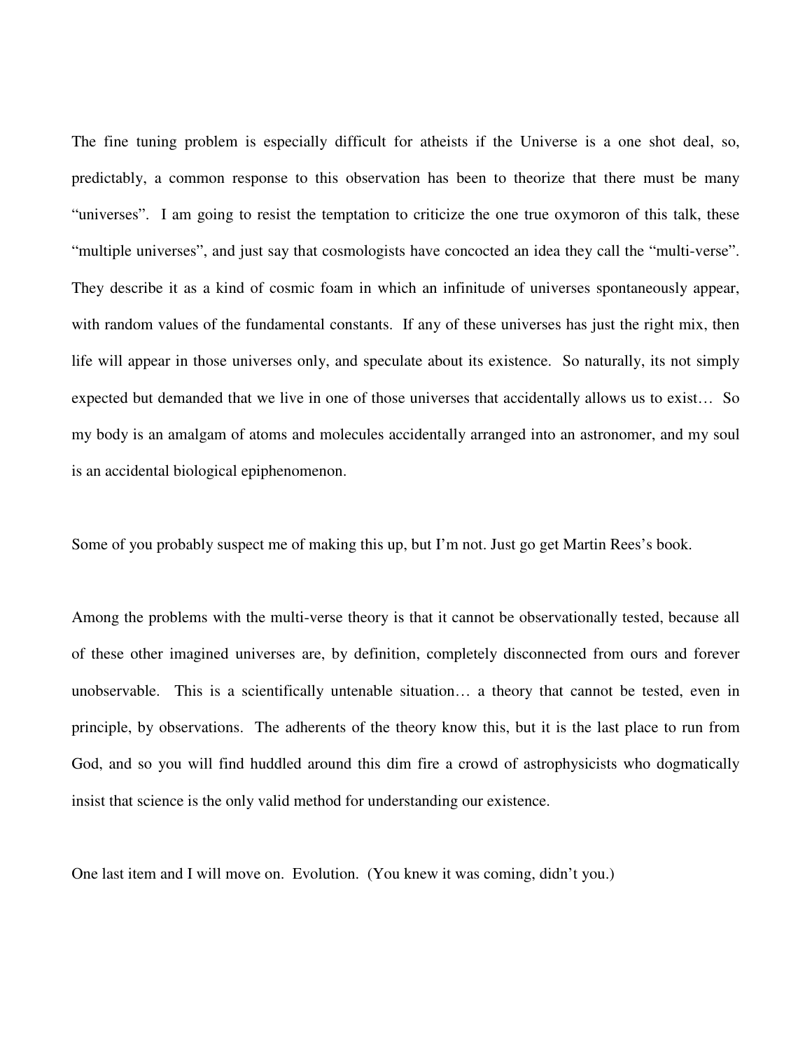The fine tuning problem is especially difficult for atheists if the Universe is a one shot deal, so, predictably, a common response to this observation has been to theorize that there must be many "universes". I am going to resist the temptation to criticize the one true oxymoron of this talk, these "multiple universes", and just say that cosmologists have concocted an idea they call the "multi-verse". They describe it as a kind of cosmic foam in which an infinitude of universes spontaneously appear, with random values of the fundamental constants. If any of these universes has just the right mix, then life will appear in those universes only, and speculate about its existence. So naturally, its not simply expected but demanded that we live in one of those universes that accidentally allows us to exist… So my body is an amalgam of atoms and molecules accidentally arranged into an astronomer, and my soul is an accidental biological epiphenomenon.

Some of you probably suspect me of making this up, but I'm not. Just go get Martin Rees's book.

Among the problems with the multi-verse theory is that it cannot be observationally tested, because all of these other imagined universes are, by definition, completely disconnected from ours and forever unobservable. This is a scientifically untenable situation… a theory that cannot be tested, even in principle, by observations. The adherents of the theory know this, but it is the last place to run from God, and so you will find huddled around this dim fire a crowd of astrophysicists who dogmatically insist that science is the only valid method for understanding our existence.

One last item and I will move on. Evolution. (You knew it was coming, didn't you.)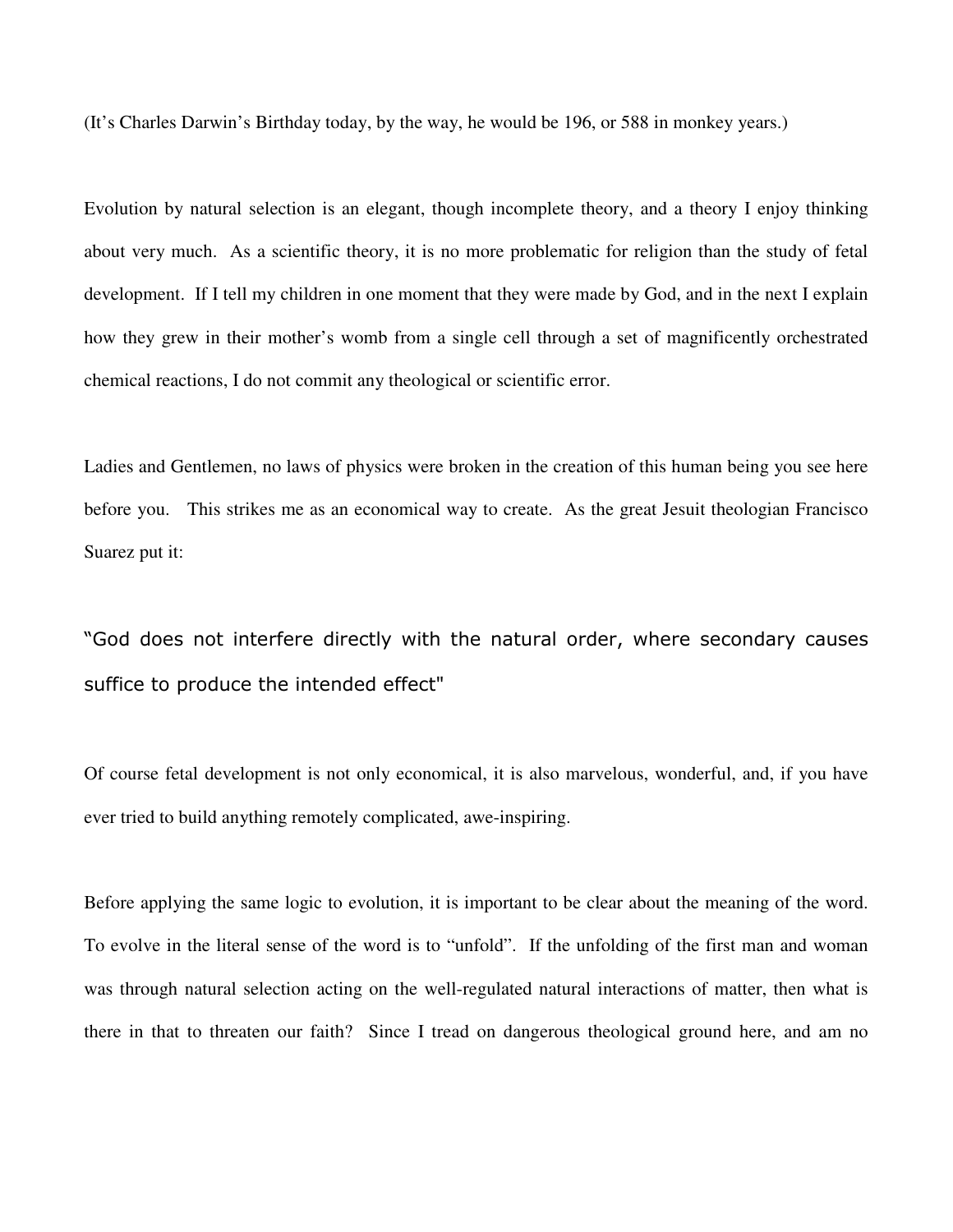(It’s Charles Darwin’s Birthday today, by the way, he would be 196, or 588 in monkey years.)

Evolution by natural selection is an elegant, though incomplete theory, and a theory I enjoy thinking about very much. As a scientific theory, it is no more problematic for religion than the study of fetal development. If I tell my children in one moment that they were made by God, and in the next I explain how they grew in their mother’s womb from a single cell through a set of magnificently orchestrated chemical reactions, I do not commit any theological or scientific error.

Ladies and Gentlemen, no laws of physics were broken in the creation of this human being you see here before you. This strikes me as an economical way to create. As the great Jesuit theologian Francisco Suarez put it:

"God does not interfere directly with the natural order, where secondary causes suffice to produce the intended effect"

Of course fetal development is not only economical, it is also marvelous, wonderful, and, if you have ever tried to build anything remotely complicated, awe-inspiring.

Before applying the same logic to evolution, it is important to be clear about the meaning of the word. To evolve in the literal sense of the word is to “unfold”. If the unfolding of the first man and woman was through natural selection acting on the well-regulated natural interactions of matter, then what is there in that to threaten our faith? Since I tread on dangerous theological ground here, and am no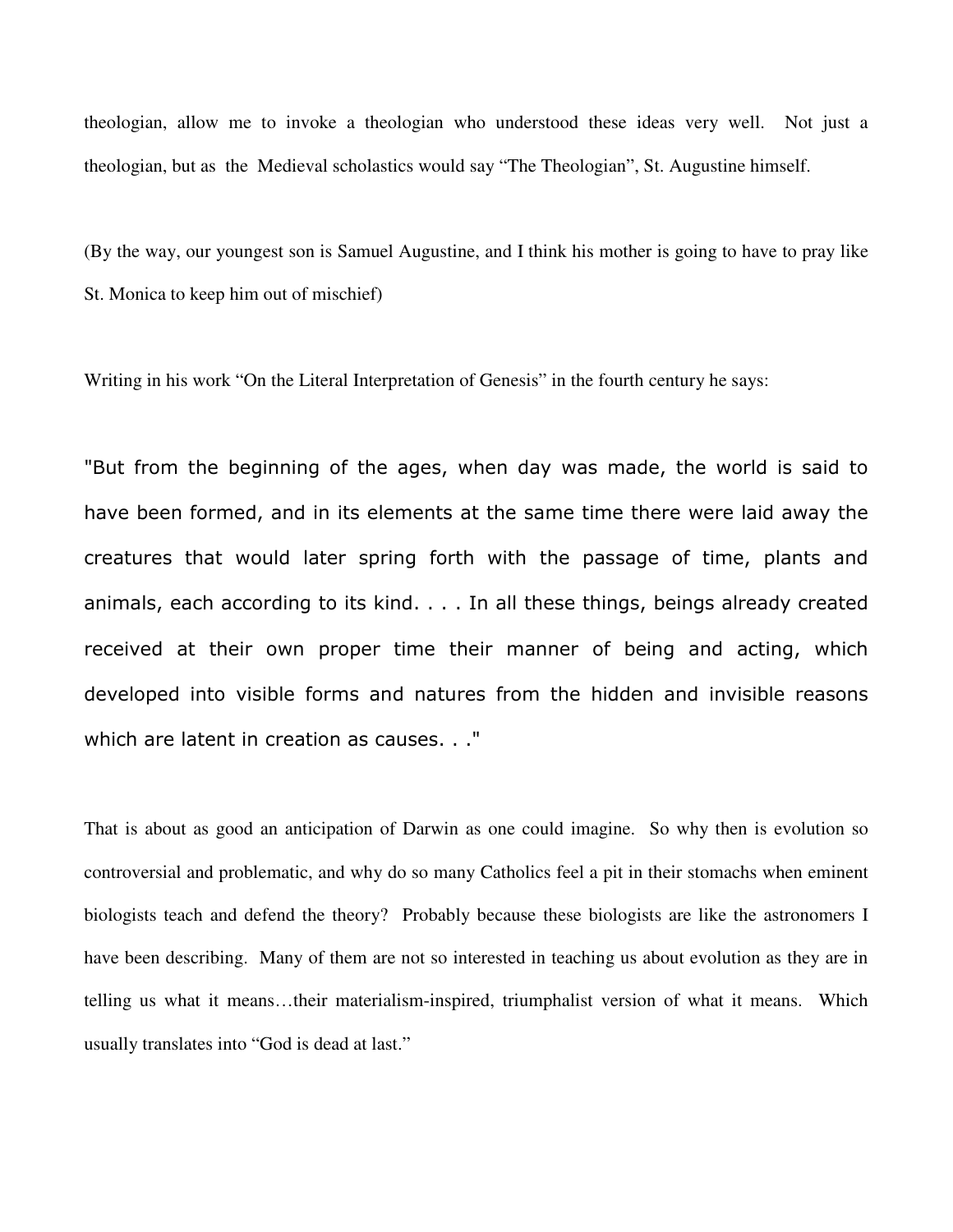theologian, allow me to invoke a theologian who understood these ideas very well. Not just a theologian, but as the Medieval scholastics would say "The Theologian", St. Augustine himself.

(By the way, our youngest son is Samuel Augustine, and I think his mother is going to have to pray like St. Monica to keep him out of mischief)

Writing in his work "On the Literal Interpretation of Genesis" in the fourth century he says:

"But from the beginning of the ages, when day was made, the world is said to have been formed, and in its elements at the same time there were laid away the creatures that would later spring forth with the passage of time, plants and animals, each according to its kind. . . . In all these things, beings already created received at their own proper time their manner of being and acting, which developed into visible forms and natures from the hidden and invisible reasons which are latent in creation as causes. . ."

That is about as good an anticipation of Darwin as one could imagine. So why then is evolution so controversial and problematic, and why do so many Catholics feel a pit in their stomachs when eminent biologists teach and defend the theory? Probably because these biologists are like the astronomers I have been describing. Many of them are not so interested in teaching us about evolution as they are in telling us what it means…their materialism-inspired, triumphalist version of what it means. Which usually translates into "God is dead at last."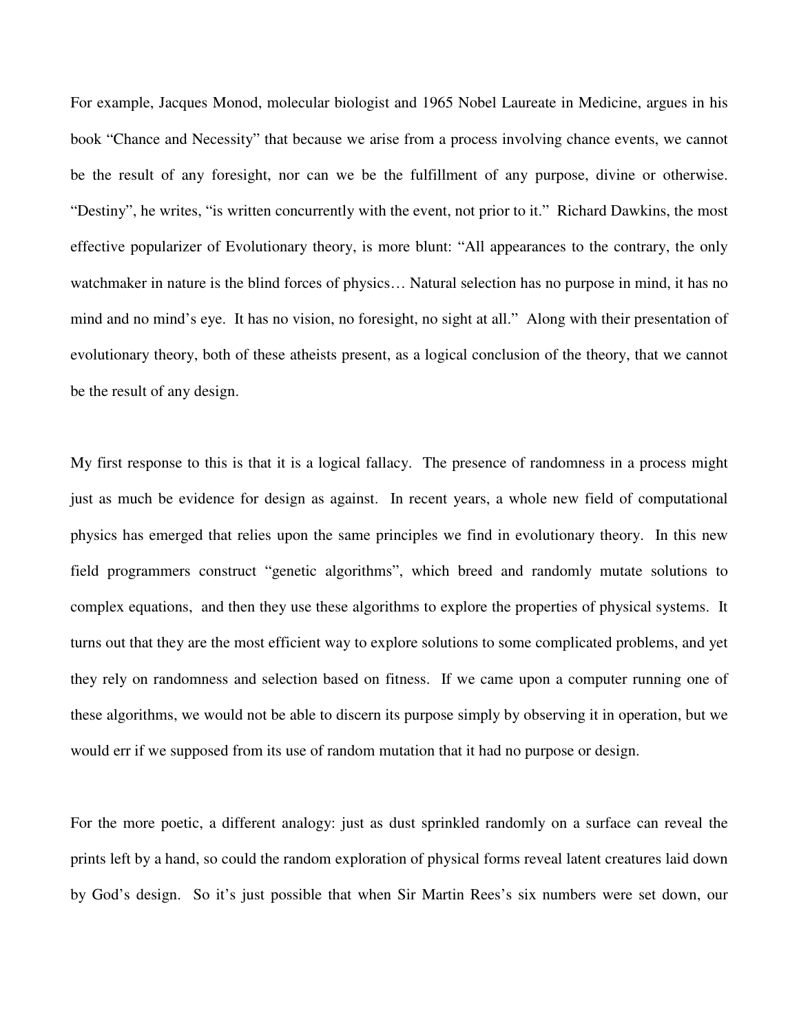For example, Jacques Monod, molecular biologist and 1965 Nobel Laureate in Medicine, argues in his book "Chance and Necessity" that because we arise from a process involving chance events, we cannot be the result of any foresight, nor can we be the fulfillment of any purpose, divine or otherwise. "Destiny", he writes, "is written concurrently with the event, not prior to it." Richard Dawkins, the most effective popularizer of Evolutionary theory, is more blunt: "All appearances to the contrary, the only watchmaker in nature is the blind forces of physics… Natural selection has no purpose in mind, it has no mind and no mind's eye. It has no vision, no foresight, no sight at all." Along with their presentation of evolutionary theory, both of these atheists present, as a logical conclusion of the theory, that we cannot be the result of any design.

My first response to this is that it is a logical fallacy. The presence of randomness in a process might just as much be evidence for design as against. In recent years, a whole new field of computational physics has emerged that relies upon the same principles we find in evolutionary theory. In this new field programmers construct "genetic algorithms", which breed and randomly mutate solutions to complex equations, and then they use these algorithms to explore the properties of physical systems. It turns out that they are the most efficient way to explore solutions to some complicated problems, and yet they rely on randomness and selection based on fitness. If we came upon a computer running one of these algorithms, we would not be able to discern its purpose simply by observing it in operation, but we would err if we supposed from its use of random mutation that it had no purpose or design.

For the more poetic, a different analogy: just as dust sprinkled randomly on a surface can reveal the prints left by a hand, so could the random exploration of physical forms reveal latent creatures laid down by God's design. So it's just possible that when Sir Martin Rees's six numbers were set down, our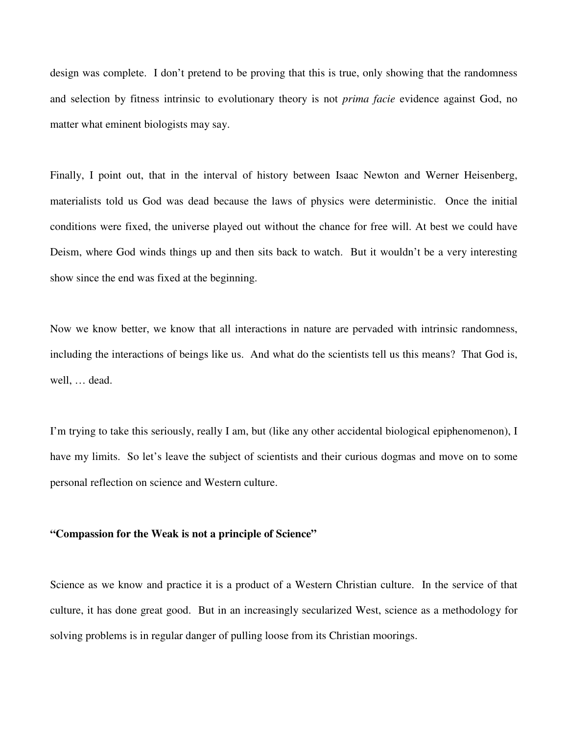design was complete. I don't pretend to be proving that this is true, only showing that the randomness and selection by fitness intrinsic to evolutionary theory is not *prima facie* evidence against God, no matter what eminent biologists may say.

Finally, I point out, that in the interval of history between Isaac Newton and Werner Heisenberg, materialists told us God was dead because the laws of physics were deterministic. Once the initial conditions were fixed, the universe played out without the chance for free will. At best we could have Deism, where God winds things up and then sits back to watch. But it wouldn't be a very interesting show since the end was fixed at the beginning.

Now we know better, we know that all interactions in nature are pervaded with intrinsic randomness, including the interactions of beings like us. And what do the scientists tell us this means? That God is, well, … dead.

I'm trying to take this seriously, really I am, but (like any other accidental biological epiphenomenon), I have my limits. So let's leave the subject of scientists and their curious dogmas and move on to some personal reflection on science and Western culture.

**"Compassion for the Weak is not a principle of Science"**

Science as we know and practice it is a product of a Western Christian culture. In the service of that culture, it has done great good. But in an increasingly secularized West, science as a methodology for solving problems is in regular danger of pulling loose from its Christian moorings.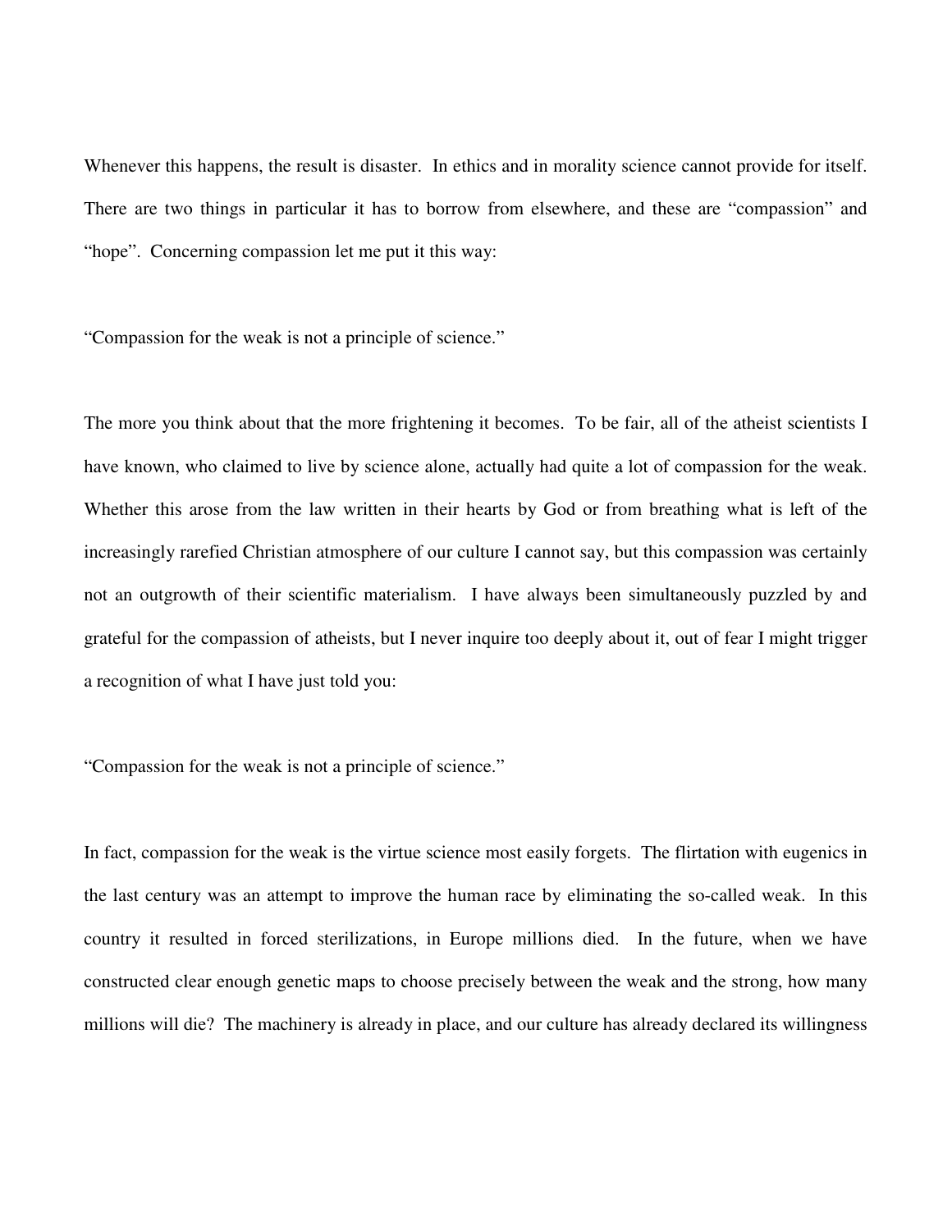Whenever this happens, the result is disaster. In ethics and in morality science cannot provide for itself. There are two things in particular it has to borrow from elsewhere, and these are "compassion" and "hope". Concerning compassion let me put it this way:

"Compassion for the weak is not a principle of science."

The more you think about that the more frightening it becomes. To be fair, all of the atheist scientists I have known, who claimed to live by science alone, actually had quite a lot of compassion for the weak. Whether this arose from the law written in their hearts by God or from breathing what is left of the increasingly rarefied Christian atmosphere of our culture I cannot say, but this compassion was certainly not an outgrowth of their scientific materialism. I have always been simultaneously puzzled by and grateful for the compassion of atheists, but I never inquire too deeply about it, out of fear I might trigger a recognition of what I have just told you:

"Compassion for the weak is not a principle of science."

In fact, compassion for the weak is the virtue science most easily forgets. The flirtation with eugenics in the last century was an attempt to improve the human race by eliminating the so-called weak. In this country it resulted in forced sterilizations, in Europe millions died. In the future, when we have constructed clear enough genetic maps to choose precisely between the weak and the strong, how many millions will die? The machinery is already in place, and our culture has already declared its willingness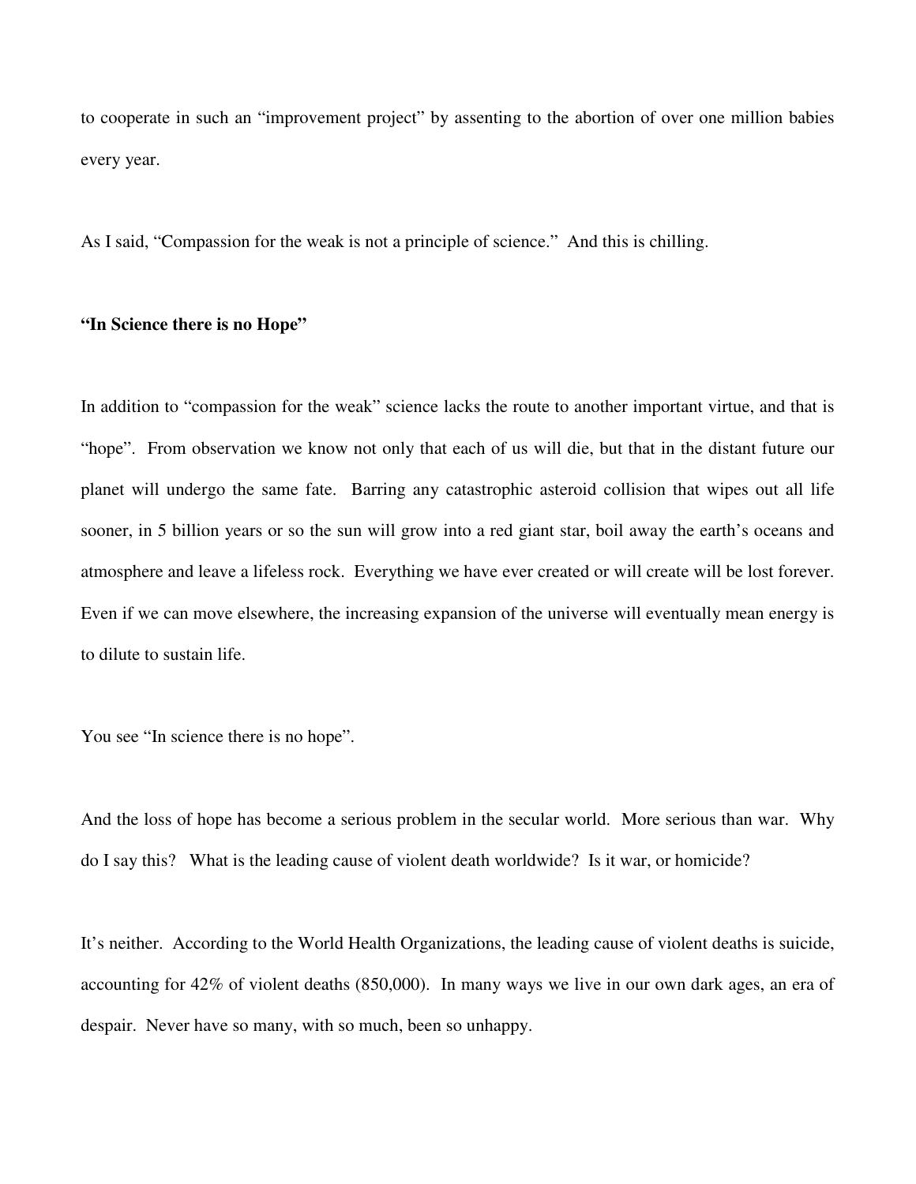to cooperate in such an "improvement project" by assenting to the abortion of over one million babies every year.

As I said, "Compassion for the weak is not a principle of science." And this is chilling.

**"In Science there is no Hope"**

In addition to "compassion for the weak" science lacks the route to another important virtue, and that is "hope". From observation we know not only that each of us will die, but that in the distant future our planet will undergo the same fate. Barring any catastrophic asteroid collision that wipes out all life sooner, in 5 billion years or so the sun will grow into a red giant star, boil away the earth's oceans and atmosphere and leave a lifeless rock. Everything we have ever created or will create will be lost forever. Even if we can move elsewhere, the increasing expansion of the universe will eventually mean energy is to dilute to sustain life.

You see "In science there is no hope".

And the loss of hope has become a serious problem in the secular world. More serious than war. Why do I say this? What is the leading cause of violent death worldwide? Is it war, or homicide?

It's neither. According to the World Health Organizations, the leading cause of violent deaths is suicide, accounting for 42% of violent deaths (850,000). In many ways we live in our own dark ages, an era of despair. Never have so many, with so much, been so unhappy.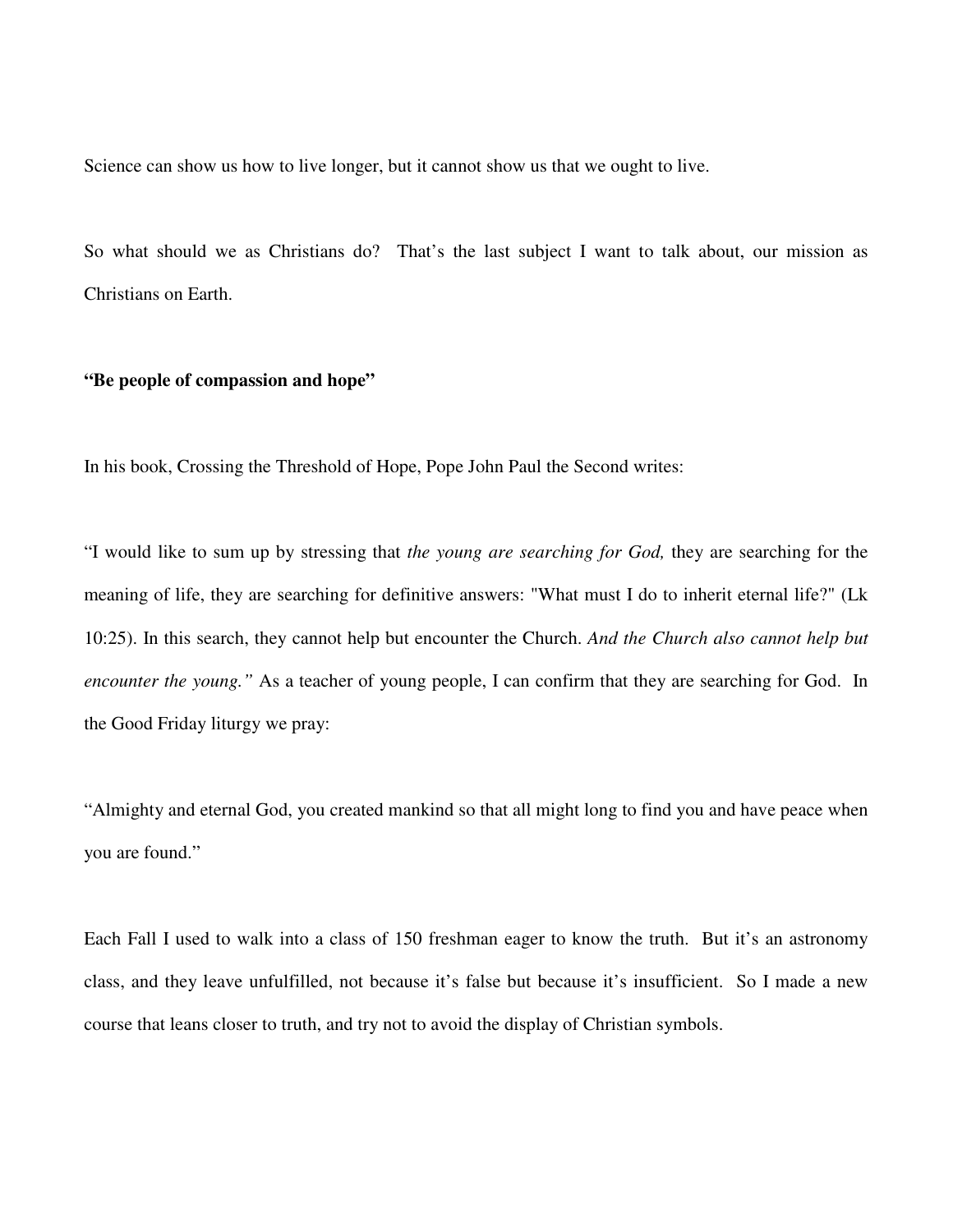Science can show us how to live longer, but it cannot show us that we ought to live.

So what should we as Christians do? That's the last subject I want to talk about, our mission as Christians on Earth.

**"Be people of compassion and hope"**

In his book, Crossing the Threshold of Hope, Pope John Paul the Second writes:

"I would like to sum up by stressing that *the young are searching for God,* they are searching for the meaning of life, they are searching for definitive answers: "What must I do to inherit eternal life?" (Lk 10:25). In this search, they cannot help but encounter the Church. *And the Church also cannot help but encounter the young."* As a teacher of young people, I can confirm that they are searching for God. In the Good Friday liturgy we pray:

"Almighty and eternal God, you created mankind so that all might long to find you and have peace when you are found."

Each Fall I used to walk into a class of 150 freshman eager to know the truth. But it's an astronomy class, and they leave unfulfilled, not because it's false but because it's insufficient. So I made a new course that leans closer to truth, and try not to avoid the display of Christian symbols.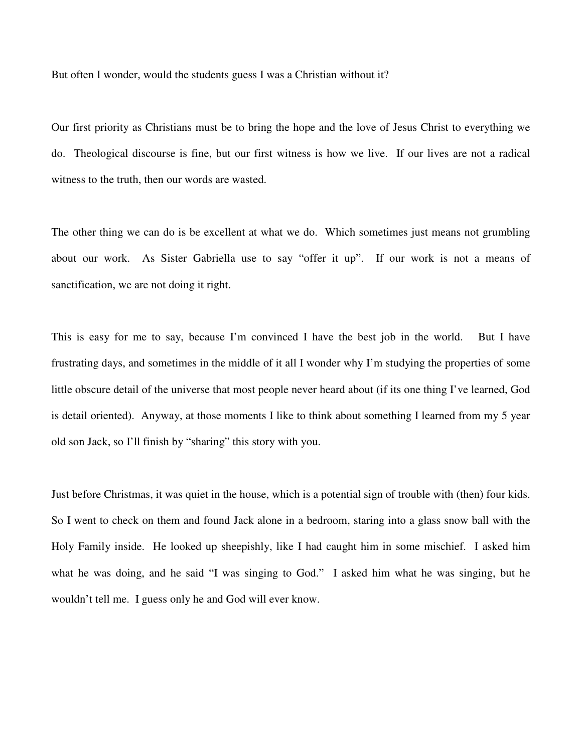But often I wonder, would the students guess I was a Christian without it?

Our first priority as Christians must be to bring the hope and the love of Jesus Christ to everything we do. Theological discourse is fine, but our first witness is how we live. If our lives are not a radical witness to the truth, then our words are wasted.

The other thing we can do is be excellent at what we do. Which sometimes just means not grumbling about our work. As Sister Gabriella use to say "offer it up". If our work is not a means of sanctification, we are not doing it right.

This is easy for me to say, because I'm convinced I have the best job in the world. But I have frustrating days, and sometimes in the middle of it all I wonder why I'm studying the properties of some little obscure detail of the universe that most people never heard about (if its one thing I've learned, God is detail oriented). Anyway, at those moments I like to think about something I learned from my 5 year old son Jack, so I'll finish by "sharing" this story with you.

Just before Christmas, it was quiet in the house, which is a potential sign of trouble with (then) four kids. So I went to check on them and found Jack alone in a bedroom, staring into a glass snow ball with the Holy Family inside. He looked up sheepishly, like I had caught him in some mischief. I asked him what he was doing, and he said "I was singing to God." I asked him what he was singing, but he wouldn't tell me. I guess only he and God will ever know.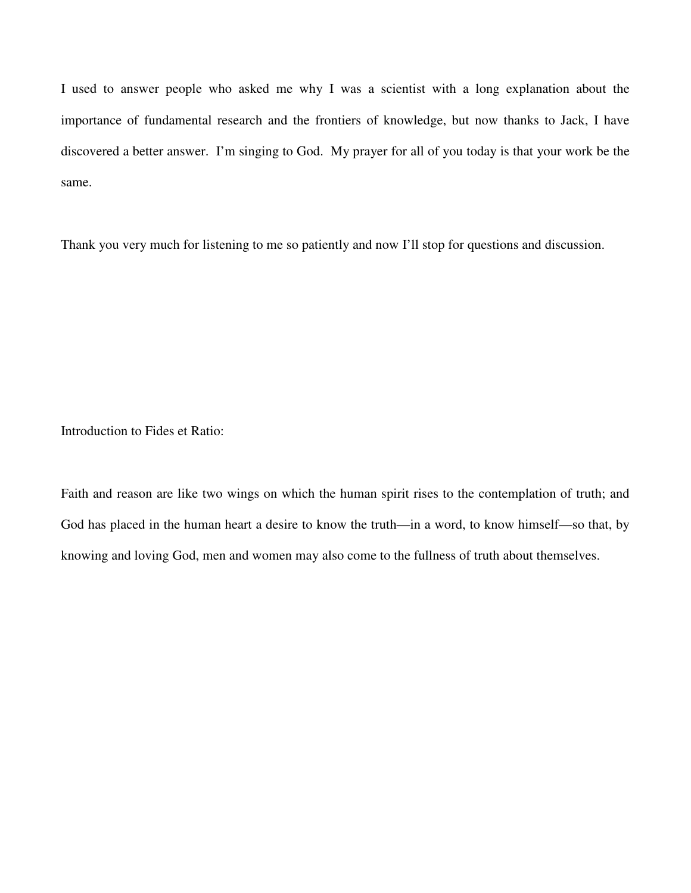I used to answer people who asked me why I was a scientist with a long explanation about the importance of fundamental research and the frontiers of knowledge, but now thanks to Jack, I have discovered a better answer. I'm singing to God. My prayer for all of you today is that your work be the same.

Thank you very much for listening to me so patiently and now I'll stop for questions and discussion.

Introduction to Fides et Ratio:

Faith and reason are like two wings on which the human spirit rises to the contemplation of truth; and God has placed in the human heart a desire to know the truth—in a word, to know himself—so that, by knowing and loving God, men and women may also come to the fullness of truth about themselves.